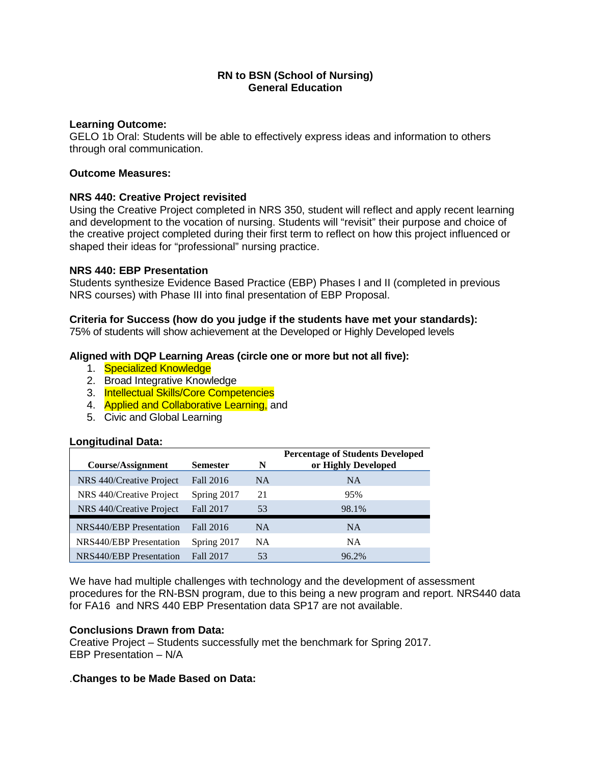# RN to BSN (School of Nursing)
## General Education

**Learning Outcome:**
GELO 1b Oral: Students will be able to effectively express ideas and information to others through oral communication.

**Outcome Measures:**

**NRS 440: Creative Project revisited**
Using the Creative Project completed in NRS 350, student will reflect and apply recent learning and development to the vocation of nursing. Students will "revisit" their purpose and choice of the creative project completed during their first term to reflect on how this project influenced or shaped their ideas for "professional" nursing practice.

**NRS 440: EBP Presentation**
Students synthesize Evidence Based Practice (EBP) Phases I and II (completed in previous NRS courses) with Phase III into final presentation of EBP Proposal.

**Criteria for Success (how do you judge if the students have met your standards):**
75% of students will show achievement at the Developed or Highly Developed levels

**Aligned with DQP Learning Areas (circle one or more but not all five):**

1. Specialized Knowledge
2. Broad Integrative Knowledge
3. Intellectual Skills/Core Competencies
4. Applied and Collaborative Learning, and
5. Civic and Global Learning

**Longitudinal Data:**

| Course/Assignment | Semester | N | Percentage of Students Developed or Highly Developed |
|---|---|---|---|
| NRS 440/Creative Project | Fall 2016 | NA | NA |
| NRS 440/Creative Project | Spring 2017 | 21 | 95% |
| NRS 440/Creative Project | Fall 2017 | 53 | 98.1% |
| NRS440/EBP Presentation | Fall 2016 | NA | NA |
| NRS440/EBP Presentation | Spring 2017 | NA | NA |
| NRS440/EBP Presentation | Fall 2017 | 53 | 96.2% |

We have had multiple challenges with technology and the development of assessment procedures for the RN-BSN program, due to this being a new program and report. NRS440 data for FA16 and NRS 440 EBP Presentation data SP17 are not available.

**Conclusions Drawn from Data:**
Creative Project – Students successfully met the benchmark for Spring 2017.
EBP Presentation – N/A

.**Changes to be Made Based on Data:**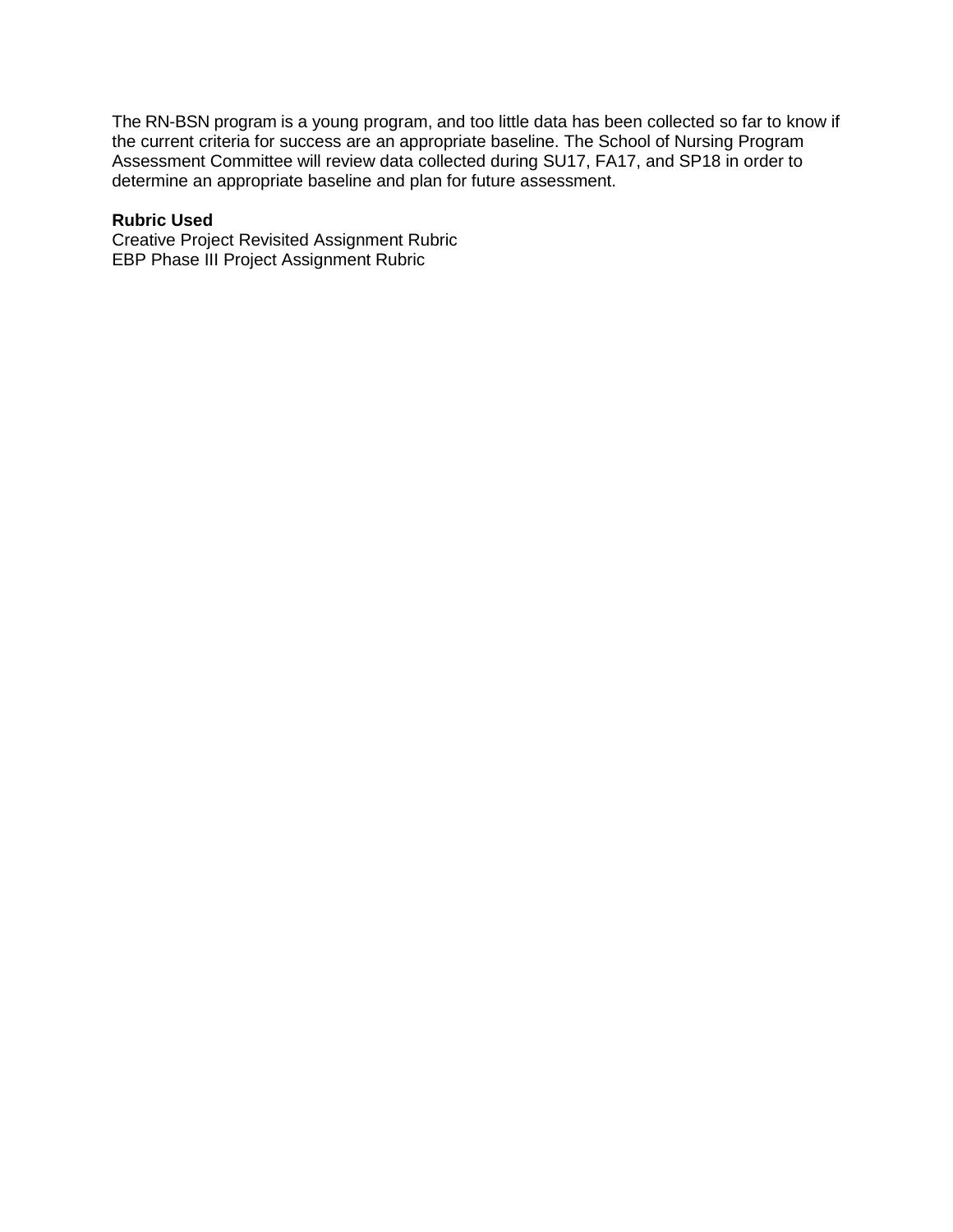The RN-BSN program is a young program, and too little data has been collected so far to know if the current criteria for success are an appropriate baseline. The School of Nursing Program Assessment Committee will review data collected during SU17, FA17, and SP18 in order to determine an appropriate baseline and plan for future assessment.

**Rubric Used**

Creative Project Revisited Assignment Rubric
EBP Phase III Project Assignment Rubric